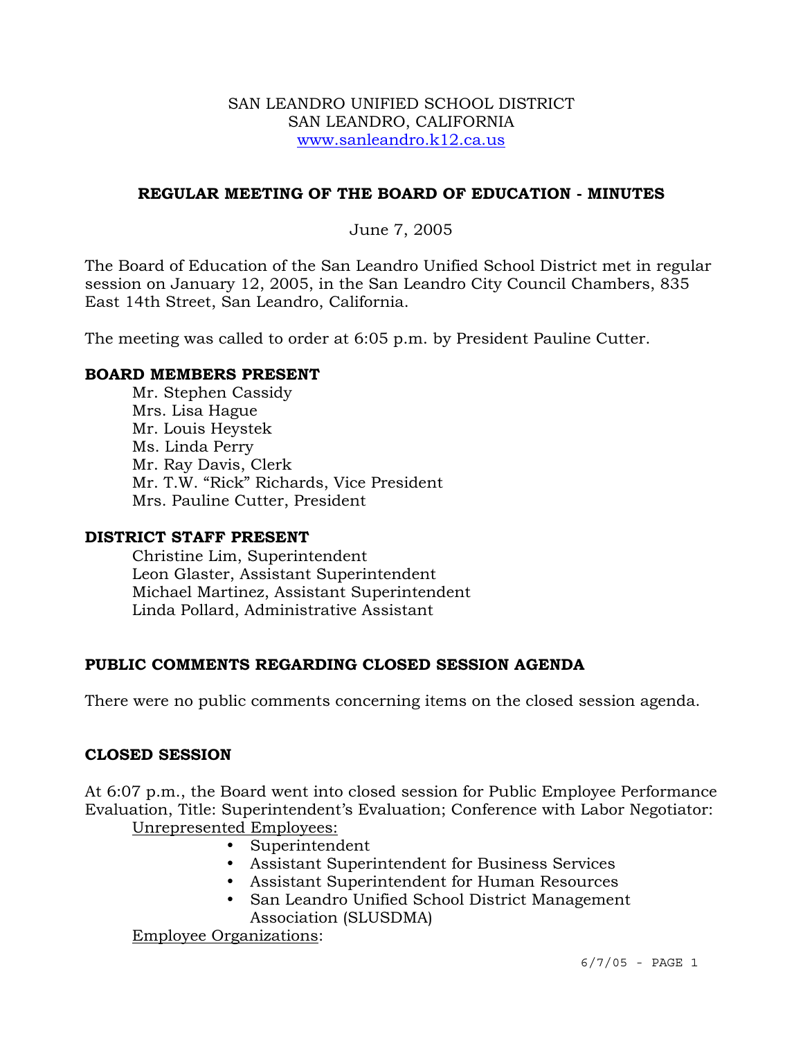SAN LEANDRO UNIFIED SCHOOL DISTRICT
SAN LEANDRO, CALIFORNIA
www.sanleandro.k12.ca.us

## REGULAR MEETING OF THE BOARD OF EDUCATION - MINUTES

June 7, 2005

The Board of Education of the San Leandro Unified School District met in regular session on January 12, 2005, in the San Leandro City Council Chambers, 835 East 14th Street, San Leandro, California.

The meeting was called to order at 6:05 p.m. by President Pauline Cutter.

### BOARD MEMBERS PRESENT

Mr. Stephen Cassidy
Mrs. Lisa Hague
Mr. Louis Heystek
Ms. Linda Perry
Mr. Ray Davis, Clerk
Mr. T.W. "Rick" Richards, Vice President
Mrs. Pauline Cutter, President

### DISTRICT STAFF PRESENT

Christine Lim, Superintendent
Leon Glaster, Assistant Superintendent
Michael Martinez, Assistant Superintendent
Linda Pollard, Administrative Assistant

### PUBLIC COMMENTS REGARDING CLOSED SESSION AGENDA

There were no public comments concerning items on the closed session agenda.

### CLOSED SESSION

At 6:07 p.m., the Board went into closed session for Public Employee Performance Evaluation, Title: Superintendent's Evaluation; Conference with Labor Negotiator:

Unrepresented Employees:

- Superintendent
- Assistant Superintendent for Business Services
- Assistant Superintendent for Human Resources
- San Leandro Unified School District Management Association (SLUSDMA)

Employee Organizations: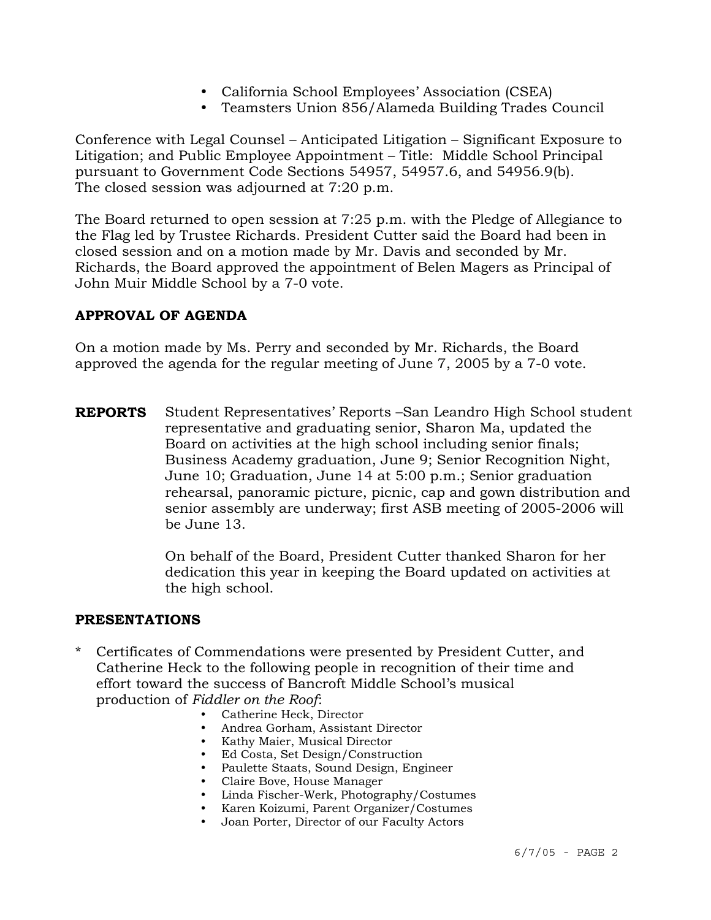- California School Employees' Association (CSEA)
- Teamsters Union 856/Alameda Building Trades Council

Conference with Legal Counsel – Anticipated Litigation – Significant Exposure to Litigation; and Public Employee Appointment – Title: Middle School Principal pursuant to Government Code Sections 54957, 54957.6, and 54956.9(b). The closed session was adjourned at 7:20 p.m.

The Board returned to open session at 7:25 p.m. with the Pledge of Allegiance to the Flag led by Trustee Richards. President Cutter said the Board had been in closed session and on a motion made by Mr. Davis and seconded by Mr. Richards, the Board approved the appointment of Belen Magers as Principal of John Muir Middle School by a 7-0 vote.

## APPROVAL OF AGENDA

On a motion made by Ms. Perry and seconded by Mr. Richards, the Board approved the agenda for the regular meeting of June 7, 2005 by a 7-0 vote.

**REPORTS** Student Representatives' Reports –San Leandro High School student representative and graduating senior, Sharon Ma, updated the Board on activities at the high school including senior finals; Business Academy graduation, June 9; Senior Recognition Night, June 10; Graduation, June 14 at 5:00 p.m.; Senior graduation rehearsal, panoramic picture, picnic, cap and gown distribution and senior assembly are underway; first ASB meeting of 2005-2006 will be June 13.

On behalf of the Board, President Cutter thanked Sharon for her dedication this year in keeping the Board updated on activities at the high school.

## PRESENTATIONS

\* Certificates of Commendations were presented by President Cutter, and Catherine Heck to the following people in recognition of their time and effort toward the success of Bancroft Middle School's musical production of *Fiddler on the Roof*:

- Catherine Heck, Director
- Andrea Gorham, Assistant Director
- Kathy Maier, Musical Director
- Ed Costa, Set Design/Construction
- Paulette Staats, Sound Design, Engineer
- Claire Bove, House Manager
- Linda Fischer-Werk, Photography/Costumes
- Karen Koizumi, Parent Organizer/Costumes
- Joan Porter, Director of our Faculty Actors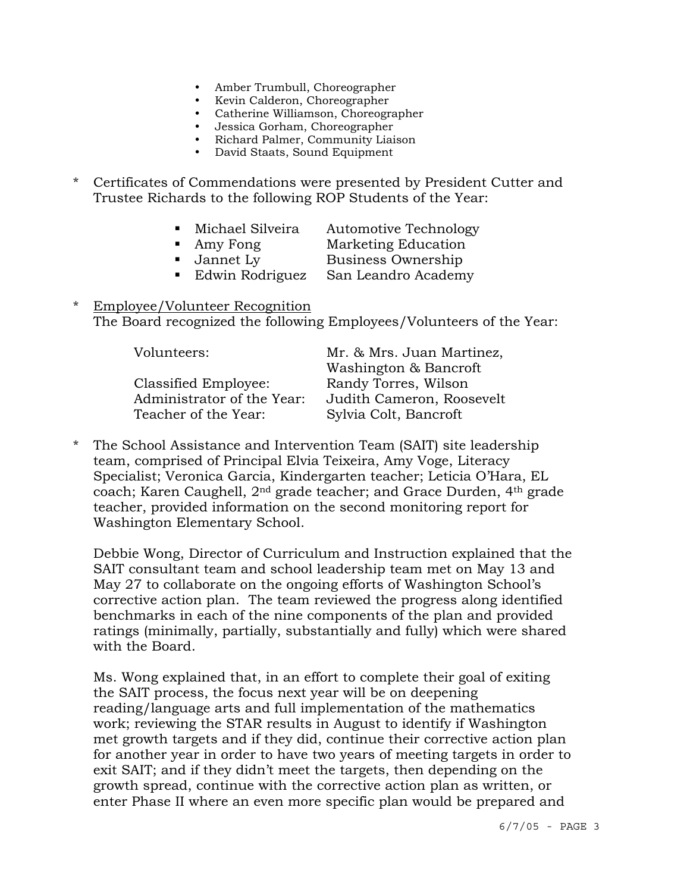- Amber Trumbull, Choreographer
- Kevin Calderon, Choreographer
- Catherine Williamson, Choreographer
- Jessica Gorham, Choreographer
- Richard Palmer, Community Liaison
- David Staats, Sound Equipment

\* Certificates of Commendations were presented by President Cutter and Trustee Richards to the following ROP Students of the Year:

| | |
|---|---|
| Michael Silveira | Automotive Technology |
| Amy Fong | Marketing Education |
| Jannet Ly | Business Ownership |
| Edwin Rodriguez | San Leandro Academy |

\* Employee/Volunteer Recognition

The Board recognized the following Employees/Volunteers of the Year:

| | |
|---|---|
| Volunteers: | Mr. & Mrs. Juan Martinez, Washington & Bancroft |
| Classified Employee: | Randy Torres, Wilson |
| Administrator of the Year: | Judith Cameron, Roosevelt |
| Teacher of the Year: | Sylvia Colt, Bancroft |

\* The School Assistance and Intervention Team (SAIT) site leadership team, comprised of Principal Elvia Teixeira, Amy Voge, Literacy Specialist; Veronica Garcia, Kindergarten teacher; Leticia O'Hara, EL coach; Karen Caughell, 2nd grade teacher; and Grace Durden, 4th grade teacher, provided information on the second monitoring report for Washington Elementary School.

Debbie Wong, Director of Curriculum and Instruction explained that the SAIT consultant team and school leadership team met on May 13 and May 27 to collaborate on the ongoing efforts of Washington School's corrective action plan. The team reviewed the progress along identified benchmarks in each of the nine components of the plan and provided ratings (minimally, partially, substantially and fully) which were shared with the Board.

Ms. Wong explained that, in an effort to complete their goal of exiting the SAIT process, the focus next year will be on deepening reading/language arts and full implementation of the mathematics work; reviewing the STAR results in August to identify if Washington met growth targets and if they did, continue their corrective action plan for another year in order to have two years of meeting targets in order to exit SAIT; and if they didn't meet the targets, then depending on the growth spread, continue with the corrective action plan as written, or enter Phase II where an even more specific plan would be prepared and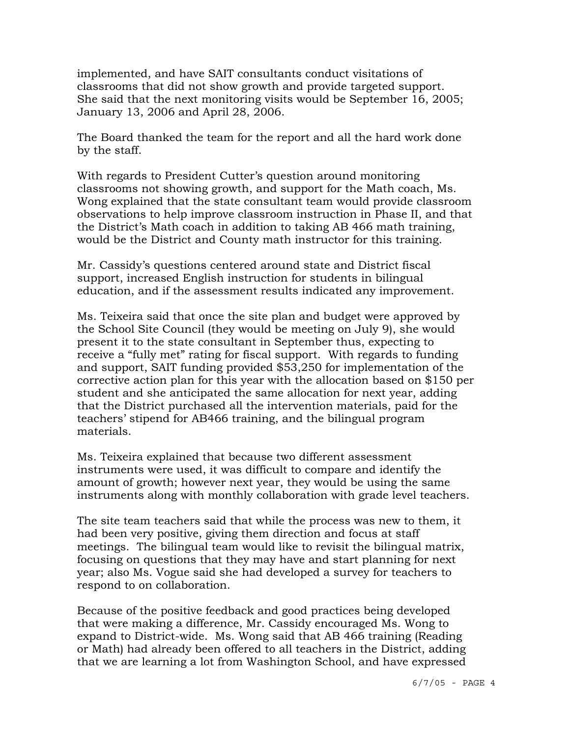implemented, and have SAIT consultants conduct visitations of classrooms that did not show growth and provide targeted support. She said that the next monitoring visits would be September 16, 2005; January 13, 2006 and April 28, 2006.

The Board thanked the team for the report and all the hard work done by the staff.

With regards to President Cutter's question around monitoring classrooms not showing growth, and support for the Math coach, Ms. Wong explained that the state consultant team would provide classroom observations to help improve classroom instruction in Phase II, and that the District's Math coach in addition to taking AB 466 math training, would be the District and County math instructor for this training.

Mr. Cassidy's questions centered around state and District fiscal support, increased English instruction for students in bilingual education, and if the assessment results indicated any improvement.

Ms. Teixeira said that once the site plan and budget were approved by the School Site Council (they would be meeting on July 9), she would present it to the state consultant in September thus, expecting to receive a "fully met" rating for fiscal support. With regards to funding and support, SAIT funding provided $53,250 for implementation of the corrective action plan for this year with the allocation based on $150 per student and she anticipated the same allocation for next year, adding that the District purchased all the intervention materials, paid for the teachers' stipend for AB466 training, and the bilingual program materials.

Ms. Teixeira explained that because two different assessment instruments were used, it was difficult to compare and identify the amount of growth; however next year, they would be using the same instruments along with monthly collaboration with grade level teachers.

The site team teachers said that while the process was new to them, it had been very positive, giving them direction and focus at staff meetings. The bilingual team would like to revisit the bilingual matrix, focusing on questions that they may have and start planning for next year; also Ms. Vogue said she had developed a survey for teachers to respond to on collaboration.

Because of the positive feedback and good practices being developed that were making a difference, Mr. Cassidy encouraged Ms. Wong to expand to District-wide. Ms. Wong said that AB 466 training (Reading or Math) had already been offered to all teachers in the District, adding that we are learning a lot from Washington School, and have expressed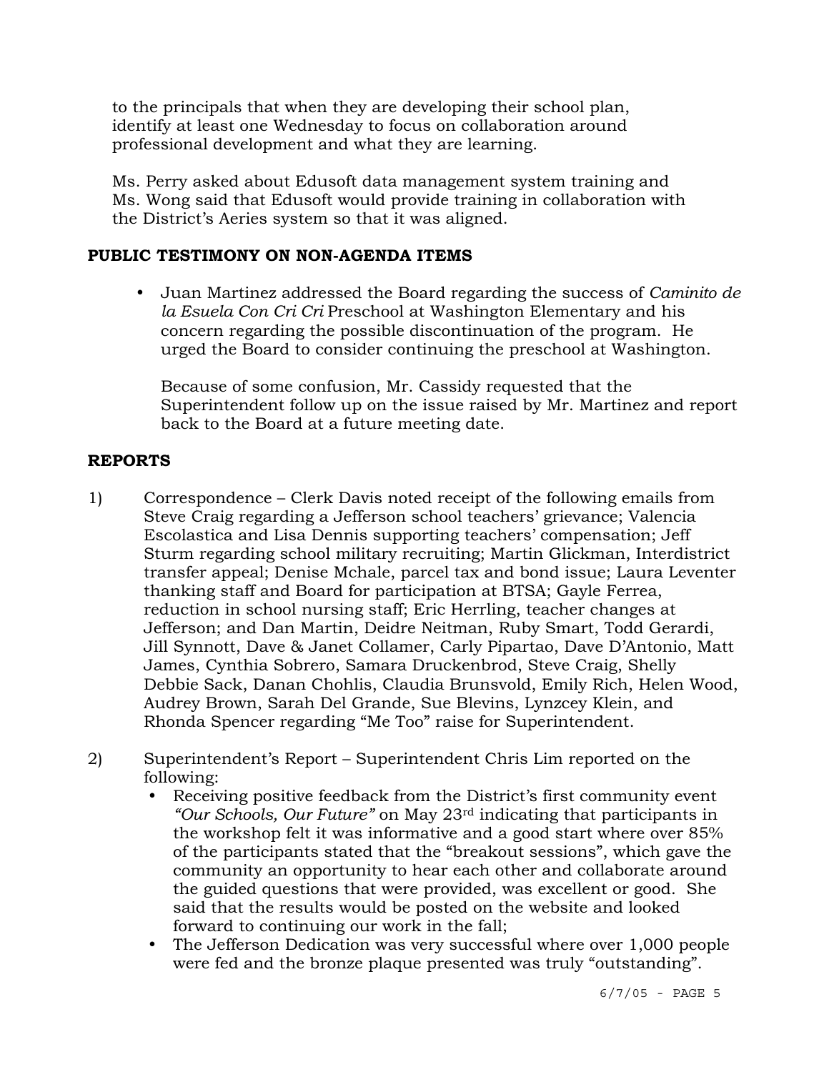to the principals that when they are developing their school plan, identify at least one Wednesday to focus on collaboration around professional development and what they are learning.

Ms. Perry asked about Edusoft data management system training and Ms. Wong said that Edusoft would provide training in collaboration with the District's Aeries system so that it was aligned.

**PUBLIC TESTIMONY ON NON-AGENDA ITEMS**

- Juan Martinez addressed the Board regarding the success of *Caminito de la Esuela Con Cri Cri* Preschool at Washington Elementary and his concern regarding the possible discontinuation of the program. He urged the Board to consider continuing the preschool at Washington.

  Because of some confusion, Mr. Cassidy requested that the Superintendent follow up on the issue raised by Mr. Martinez and report back to the Board at a future meeting date.

**REPORTS**

1) Correspondence – Clerk Davis noted receipt of the following emails from Steve Craig regarding a Jefferson school teachers' grievance; Valencia Escolastica and Lisa Dennis supporting teachers' compensation; Jeff Sturm regarding school military recruiting; Martin Glickman, Interdistrict transfer appeal; Denise Mchale, parcel tax and bond issue; Laura Leventer thanking staff and Board for participation at BTSA; Gayle Ferrea, reduction in school nursing staff; Eric Herrling, teacher changes at Jefferson; and Dan Martin, Deidre Neitman, Ruby Smart, Todd Gerardi, Jill Synnott, Dave & Janet Collamer, Carly Pipartao, Dave D'Antonio, Matt James, Cynthia Sobrero, Samara Druckenbrod, Steve Craig, Shelly Debbie Sack, Danan Chohlis, Claudia Brunsvold, Emily Rich, Helen Wood, Audrey Brown, Sarah Del Grande, Sue Blevins, Lynzcey Klein, and Rhonda Spencer regarding "Me Too" raise for Superintendent.

2) Superintendent's Report – Superintendent Chris Lim reported on the following:
   - Receiving positive feedback from the District's first community event *"Our Schools, Our Future"* on May 23rd indicating that participants in the workshop felt it was informative and a good start where over 85% of the participants stated that the "breakout sessions", which gave the community an opportunity to hear each other and collaborate around the guided questions that were provided, was excellent or good. She said that the results would be posted on the website and looked forward to continuing our work in the fall;
   - The Jefferson Dedication was very successful where over 1,000 people were fed and the bronze plaque presented was truly "outstanding".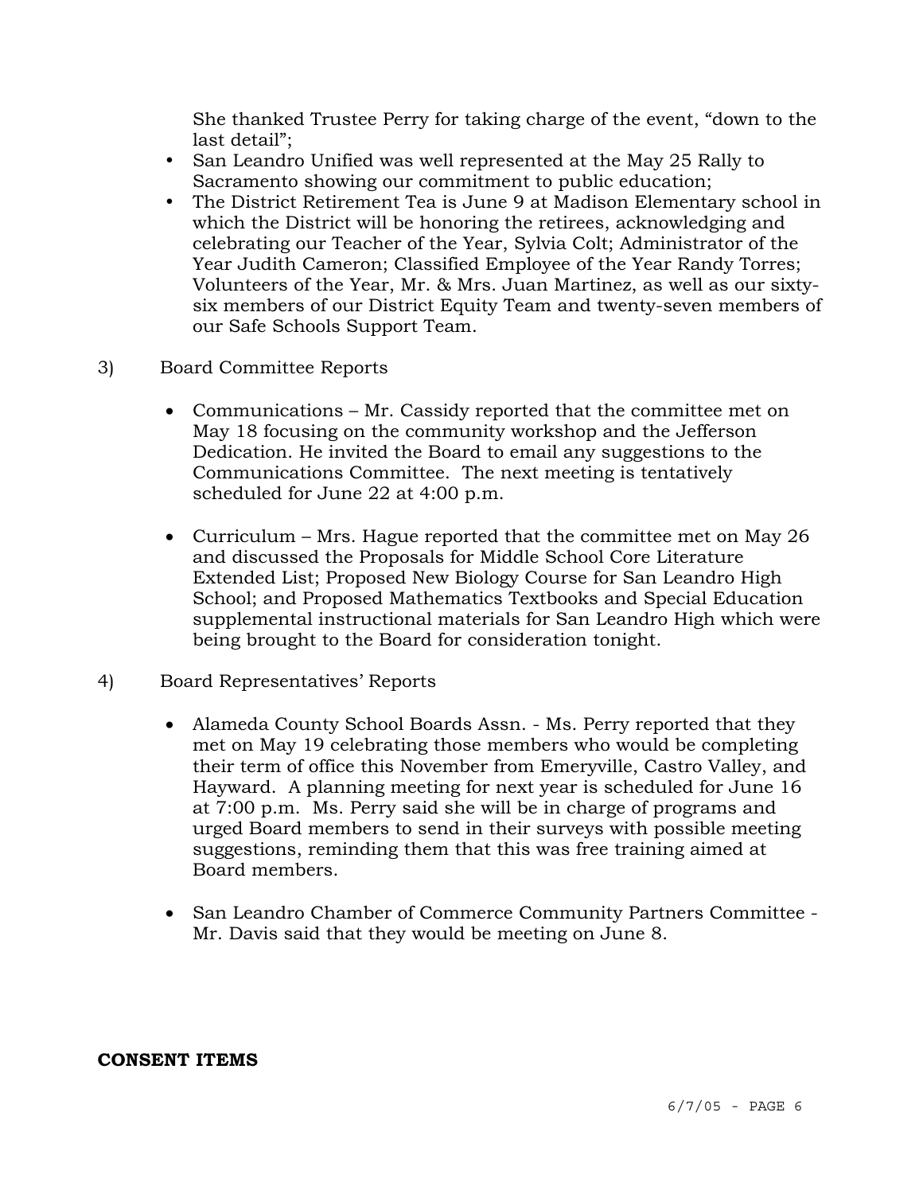She thanked Trustee Perry for taking charge of the event, "down to the last detail";

- San Leandro Unified was well represented at the May 25 Rally to Sacramento showing our commitment to public education;
- The District Retirement Tea is June 9 at Madison Elementary school in which the District will be honoring the retirees, acknowledging and celebrating our Teacher of the Year, Sylvia Colt; Administrator of the Year Judith Cameron; Classified Employee of the Year Randy Torres; Volunteers of the Year, Mr. & Mrs. Juan Martinez, as well as our sixty-six members of our District Equity Team and twenty-seven members of our Safe Schools Support Team.

3) Board Committee Reports

- Communications – Mr. Cassidy reported that the committee met on May 18 focusing on the community workshop and the Jefferson Dedication. He invited the Board to email any suggestions to the Communications Committee. The next meeting is tentatively scheduled for June 22 at 4:00 p.m.

- Curriculum – Mrs. Hague reported that the committee met on May 26 and discussed the Proposals for Middle School Core Literature Extended List; Proposed New Biology Course for San Leandro High School; and Proposed Mathematics Textbooks and Special Education supplemental instructional materials for San Leandro High which were being brought to the Board for consideration tonight.

4) Board Representatives' Reports

- Alameda County School Boards Assn. - Ms. Perry reported that they met on May 19 celebrating those members who would be completing their term of office this November from Emeryville, Castro Valley, and Hayward. A planning meeting for next year is scheduled for June 16 at 7:00 p.m. Ms. Perry said she will be in charge of programs and urged Board members to send in their surveys with possible meeting suggestions, reminding them that this was free training aimed at Board members.

- San Leandro Chamber of Commerce Community Partners Committee - Mr. Davis said that they would be meeting on June 8.

**CONSENT ITEMS**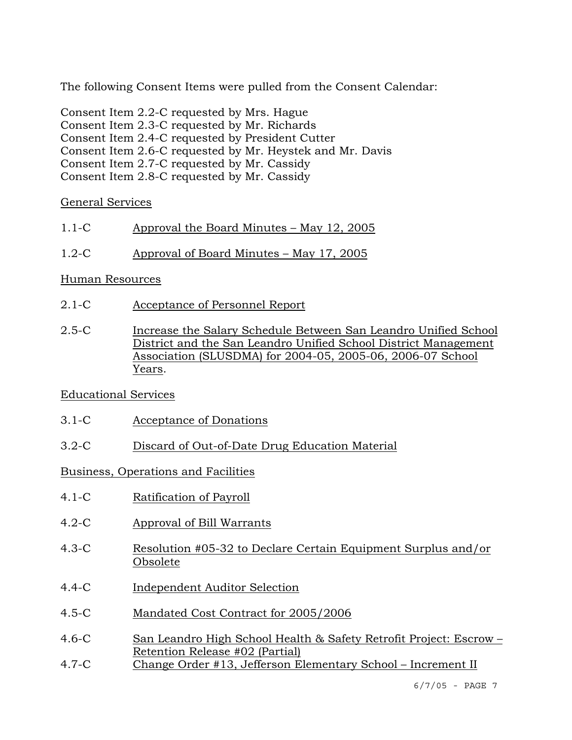The following Consent Items were pulled from the Consent Calendar:

Consent Item 2.2-C requested by Mrs. Hague
Consent Item 2.3-C requested by Mr. Richards
Consent Item 2.4-C requested by President Cutter
Consent Item 2.6-C requested by Mr. Heystek and Mr. Davis
Consent Item 2.7-C requested by Mr. Cassidy
Consent Item 2.8-C requested by Mr. Cassidy

General Services

1.1-C Approval the Board Minutes – May 12, 2005

1.2-C Approval of Board Minutes – May 17, 2005

Human Resources

2.1-C Acceptance of Personnel Report

2.5-C Increase the Salary Schedule Between San Leandro Unified School District and the San Leandro Unified School District Management Association (SLUSDMA) for 2004-05, 2005-06, 2006-07 School Years.

Educational Services

3.1-C Acceptance of Donations

3.2-C Discard of Out-of-Date Drug Education Material

Business, Operations and Facilities

4.1-C Ratification of Payroll

4.2-C Approval of Bill Warrants

4.3-C Resolution #05-32 to Declare Certain Equipment Surplus and/or Obsolete

4.4-C Independent Auditor Selection

4.5-C Mandated Cost Contract for 2005/2006

4.6-C San Leandro High School Health & Safety Retrofit Project: Escrow – Retention Release #02 (Partial)

4.7-C Change Order #13, Jefferson Elementary School – Increment II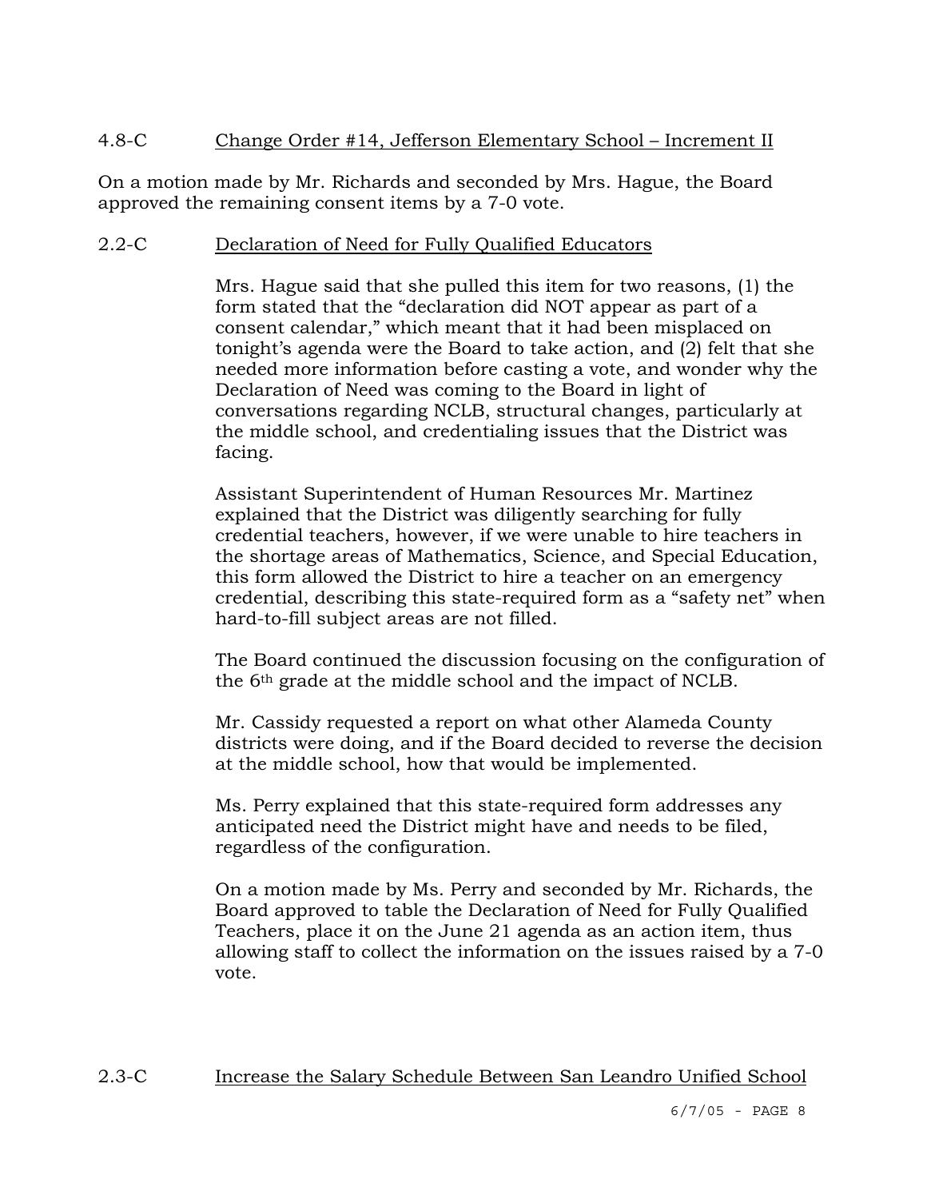4.8-C Change Order #14, Jefferson Elementary School – Increment II

On a motion made by Mr. Richards and seconded by Mrs. Hague, the Board approved the remaining consent items by a 7-0 vote.

2.2-C Declaration of Need for Fully Qualified Educators

Mrs. Hague said that she pulled this item for two reasons, (1) the form stated that the "declaration did NOT appear as part of a consent calendar," which meant that it had been misplaced on tonight's agenda were the Board to take action, and (2) felt that she needed more information before casting a vote, and wonder why the Declaration of Need was coming to the Board in light of conversations regarding NCLB, structural changes, particularly at the middle school, and credentialing issues that the District was facing.

Assistant Superintendent of Human Resources Mr. Martinez explained that the District was diligently searching for fully credential teachers, however, if we were unable to hire teachers in the shortage areas of Mathematics, Science, and Special Education, this form allowed the District to hire a teacher on an emergency credential, describing this state-required form as a "safety net" when hard-to-fill subject areas are not filled.

The Board continued the discussion focusing on the configuration of the 6th grade at the middle school and the impact of NCLB.

Mr. Cassidy requested a report on what other Alameda County districts were doing, and if the Board decided to reverse the decision at the middle school, how that would be implemented.

Ms. Perry explained that this state-required form addresses any anticipated need the District might have and needs to be filed, regardless of the configuration.

On a motion made by Ms. Perry and seconded by Mr. Richards, the Board approved to table the Declaration of Need for Fully Qualified Teachers, place it on the June 21 agenda as an action item, thus allowing staff to collect the information on the issues raised by a 7-0 vote.

2.3-C Increase the Salary Schedule Between San Leandro Unified School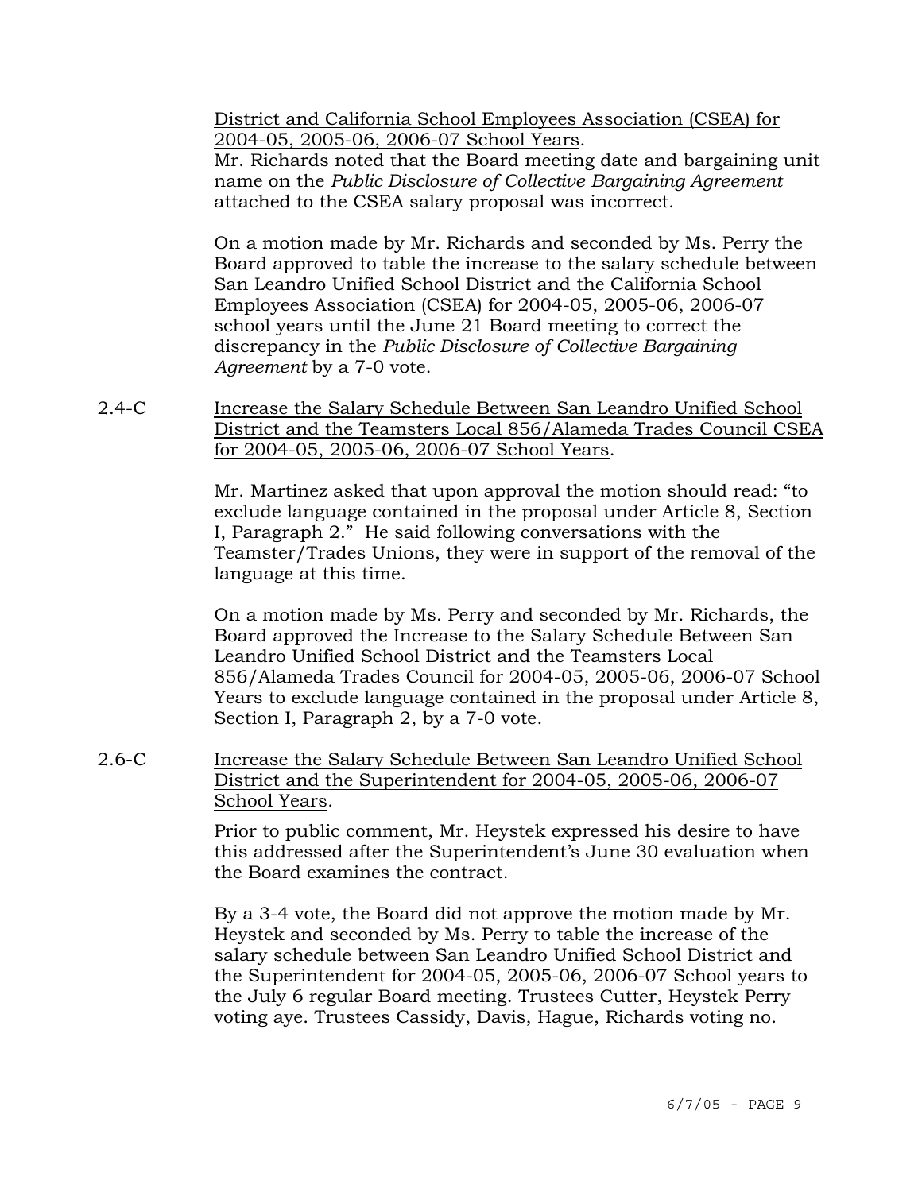<u>District and California School Employees Association (CSEA) for 2004-05, 2005-06, 2006-07 School Years</u>.
Mr. Richards noted that the Board meeting date and bargaining unit name on the *Public Disclosure of Collective Bargaining Agreement* attached to the CSEA salary proposal was incorrect.

On a motion made by Mr. Richards and seconded by Ms. Perry the Board approved to table the increase to the salary schedule between San Leandro Unified School District and the California School Employees Association (CSEA) for 2004-05, 2005-06, 2006-07 school years until the June 21 Board meeting to correct the discrepancy in the *Public Disclosure of Collective Bargaining Agreement* by a 7-0 vote.

2.4-C <u>Increase the Salary Schedule Between San Leandro Unified School District and the Teamsters Local 856/Alameda Trades Council CSEA for 2004-05, 2005-06, 2006-07 School Years</u>.

Mr. Martinez asked that upon approval the motion should read: "to exclude language contained in the proposal under Article 8, Section I, Paragraph 2." He said following conversations with the Teamster/Trades Unions, they were in support of the removal of the language at this time.

On a motion made by Ms. Perry and seconded by Mr. Richards, the Board approved the Increase to the Salary Schedule Between San Leandro Unified School District and the Teamsters Local 856/Alameda Trades Council for 2004-05, 2005-06, 2006-07 School Years to exclude language contained in the proposal under Article 8, Section I, Paragraph 2, by a 7-0 vote.

2.6-C <u>Increase the Salary Schedule Between San Leandro Unified School District and the Superintendent for 2004-05, 2005-06, 2006-07 School Years</u>.

Prior to public comment, Mr. Heystek expressed his desire to have this addressed after the Superintendent's June 30 evaluation when the Board examines the contract.

By a 3-4 vote, the Board did not approve the motion made by Mr. Heystek and seconded by Ms. Perry to table the increase of the salary schedule between San Leandro Unified School District and the Superintendent for 2004-05, 2005-06, 2006-07 School years to the July 6 regular Board meeting. Trustees Cutter, Heystek Perry voting aye. Trustees Cassidy, Davis, Hague, Richards voting no.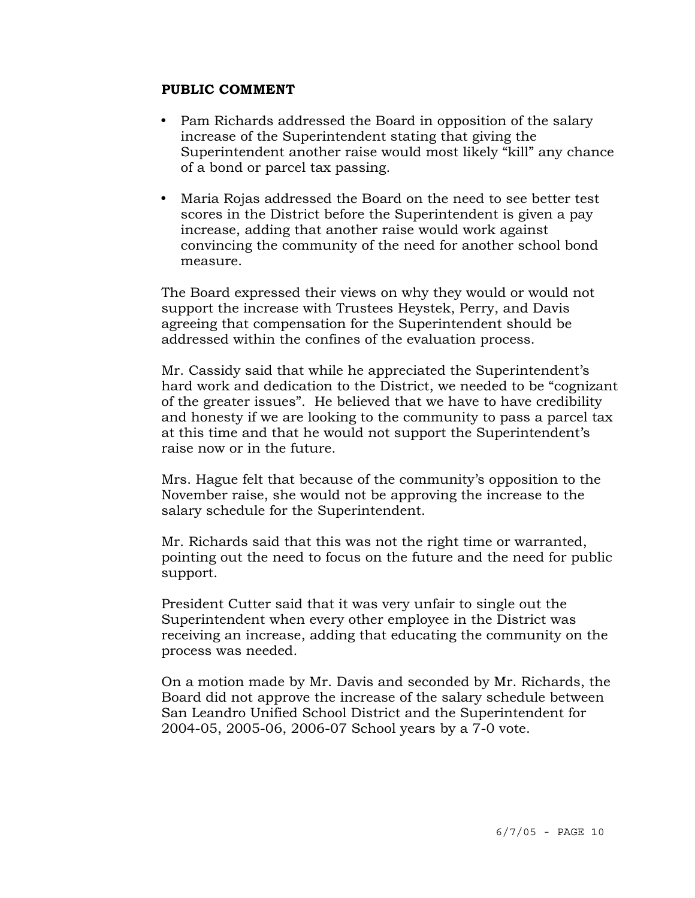**PUBLIC COMMENT**

- Pam Richards addressed the Board in opposition of the salary increase of the Superintendent stating that giving the Superintendent another raise would most likely "kill" any chance of a bond or parcel tax passing.

- Maria Rojas addressed the Board on the need to see better test scores in the District before the Superintendent is given a pay increase, adding that another raise would work against convincing the community of the need for another school bond measure.

The Board expressed their views on why they would or would not support the increase with Trustees Heystek, Perry, and Davis agreeing that compensation for the Superintendent should be addressed within the confines of the evaluation process.

Mr. Cassidy said that while he appreciated the Superintendent's hard work and dedication to the District, we needed to be "cognizant of the greater issues". He believed that we have to have credibility and honesty if we are looking to the community to pass a parcel tax at this time and that he would not support the Superintendent's raise now or in the future.

Mrs. Hague felt that because of the community's opposition to the November raise, she would not be approving the increase to the salary schedule for the Superintendent.

Mr. Richards said that this was not the right time or warranted, pointing out the need to focus on the future and the need for public support.

President Cutter said that it was very unfair to single out the Superintendent when every other employee in the District was receiving an increase, adding that educating the community on the process was needed.

On a motion made by Mr. Davis and seconded by Mr. Richards, the Board did not approve the increase of the salary schedule between San Leandro Unified School District and the Superintendent for 2004-05, 2005-06, 2006-07 School years by a 7-0 vote.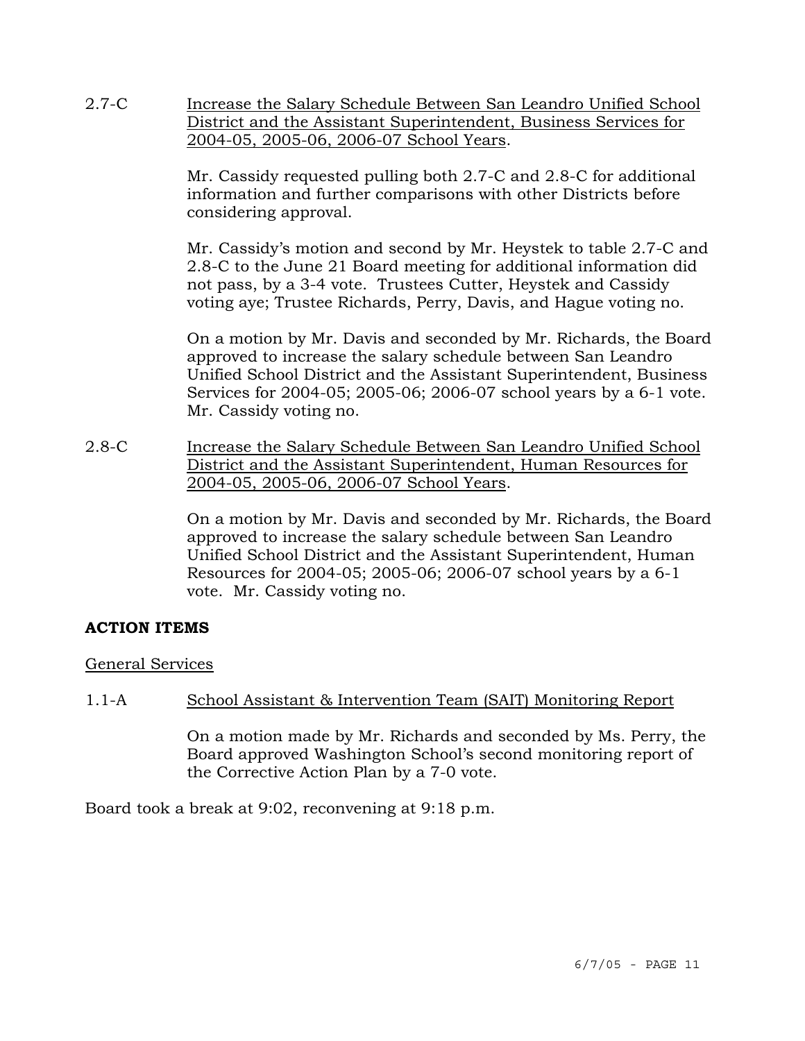2.7-C <u>Increase the Salary Schedule Between San Leandro Unified School District and the Assistant Superintendent, Business Services for 2004-05, 2005-06, 2006-07 School Years</u>.

Mr. Cassidy requested pulling both 2.7-C and 2.8-C for additional information and further comparisons with other Districts before considering approval.

Mr. Cassidy's motion and second by Mr. Heystek to table 2.7-C and 2.8-C to the June 21 Board meeting for additional information did not pass, by a 3-4 vote. Trustees Cutter, Heystek and Cassidy voting aye; Trustee Richards, Perry, Davis, and Hague voting no.

On a motion by Mr. Davis and seconded by Mr. Richards, the Board approved to increase the salary schedule between San Leandro Unified School District and the Assistant Superintendent, Business Services for 2004-05; 2005-06; 2006-07 school years by a 6-1 vote. Mr. Cassidy voting no.

2.8-C <u>Increase the Salary Schedule Between San Leandro Unified School District and the Assistant Superintendent, Human Resources for 2004-05, 2005-06, 2006-07 School Years</u>.

On a motion by Mr. Davis and seconded by Mr. Richards, the Board approved to increase the salary schedule between San Leandro Unified School District and the Assistant Superintendent, Human Resources for 2004-05; 2005-06; 2006-07 school years by a 6-1 vote. Mr. Cassidy voting no.

**ACTION ITEMS**

<u>General Services</u>

1.1-A <u>School Assistant & Intervention Team (SAIT) Monitoring Report</u>

On a motion made by Mr. Richards and seconded by Ms. Perry, the Board approved Washington School's second monitoring report of the Corrective Action Plan by a 7-0 vote.

Board took a break at 9:02, reconvening at 9:18 p.m.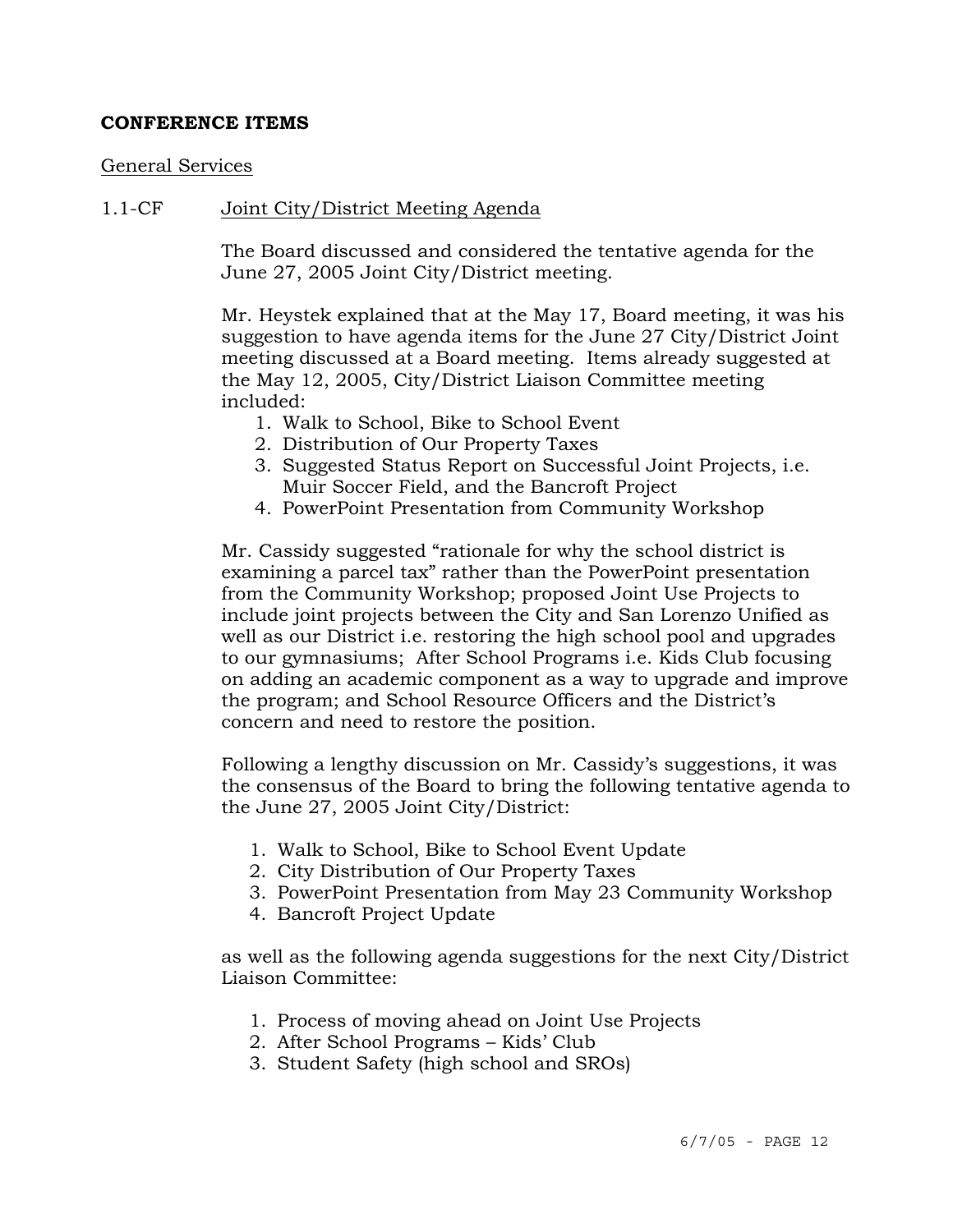**CONFERENCE ITEMS**

General Services

1.1-CF Joint City/District Meeting Agenda

The Board discussed and considered the tentative agenda for the June 27, 2005 Joint City/District meeting.

Mr. Heystek explained that at the May 17, Board meeting, it was his suggestion to have agenda items for the June 27 City/District Joint meeting discussed at a Board meeting. Items already suggested at the May 12, 2005, City/District Liaison Committee meeting included:

1. Walk to School, Bike to School Event
2. Distribution of Our Property Taxes
3. Suggested Status Report on Successful Joint Projects, i.e. Muir Soccer Field, and the Bancroft Project
4. PowerPoint Presentation from Community Workshop

Mr. Cassidy suggested "rationale for why the school district is examining a parcel tax" rather than the PowerPoint presentation from the Community Workshop; proposed Joint Use Projects to include joint projects between the City and San Lorenzo Unified as well as our District i.e. restoring the high school pool and upgrades to our gymnasiums; After School Programs i.e. Kids Club focusing on adding an academic component as a way to upgrade and improve the program; and School Resource Officers and the District's concern and need to restore the position.

Following a lengthy discussion on Mr. Cassidy's suggestions, it was the consensus of the Board to bring the following tentative agenda to the June 27, 2005 Joint City/District:

1. Walk to School, Bike to School Event Update
2. City Distribution of Our Property Taxes
3. PowerPoint Presentation from May 23 Community Workshop
4. Bancroft Project Update

as well as the following agenda suggestions for the next City/District Liaison Committee:

1. Process of moving ahead on Joint Use Projects
2. After School Programs – Kids' Club
3. Student Safety (high school and SROs)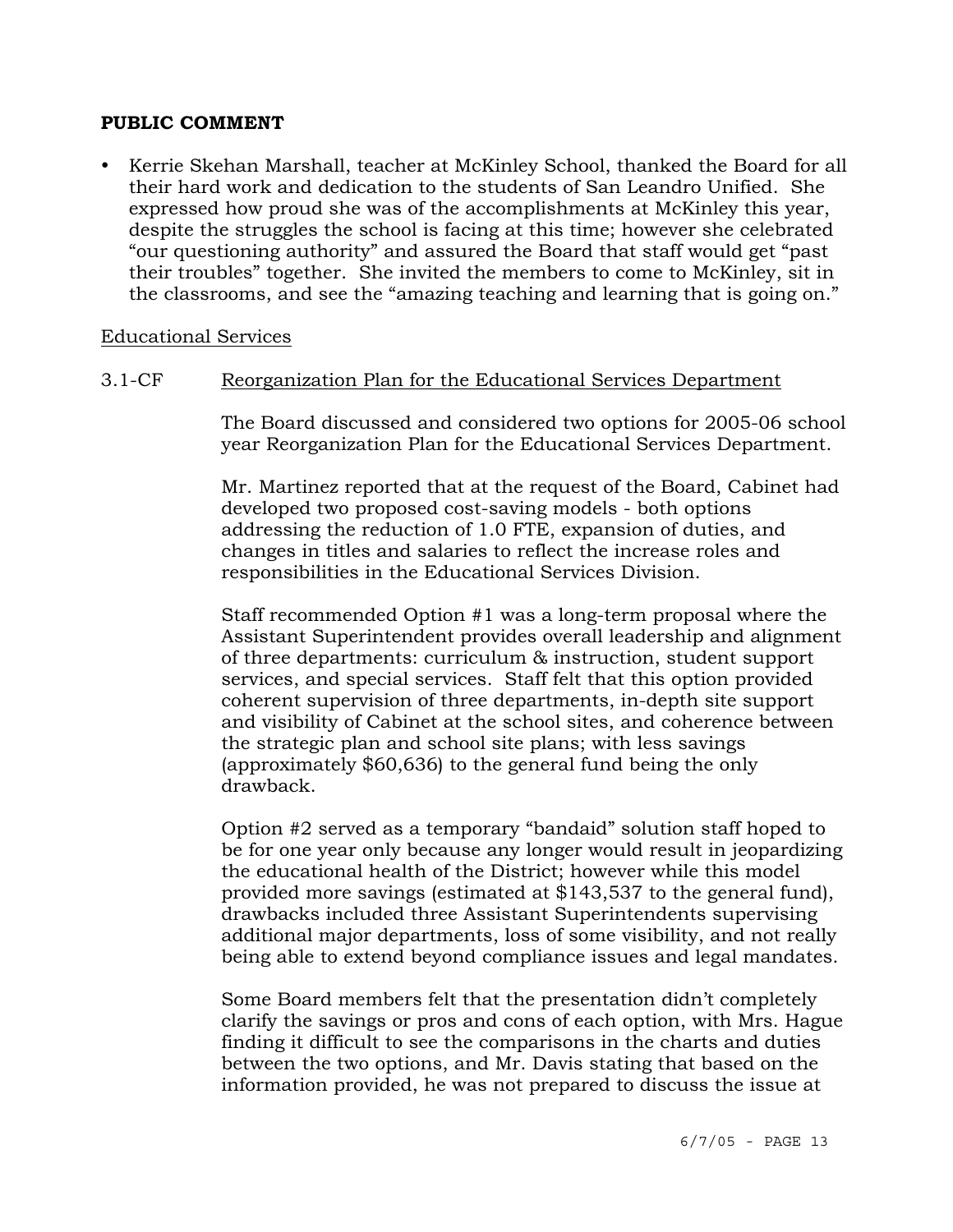## PUBLIC COMMENT

- Kerrie Skehan Marshall, teacher at McKinley School, thanked the Board for all their hard work and dedication to the students of San Leandro Unified. She expressed how proud she was of the accomplishments at McKinley this year, despite the struggles the school is facing at this time; however she celebrated "our questioning authority" and assured the Board that staff would get "past their troubles" together. She invited the members to come to McKinley, sit in the classrooms, and see the "amazing teaching and learning that is going on."

Educational Services

3.1-CF Reorganization Plan for the Educational Services Department

The Board discussed and considered two options for 2005-06 school year Reorganization Plan for the Educational Services Department.

Mr. Martinez reported that at the request of the Board, Cabinet had developed two proposed cost-saving models - both options addressing the reduction of 1.0 FTE, expansion of duties, and changes in titles and salaries to reflect the increase roles and responsibilities in the Educational Services Division.

Staff recommended Option #1 was a long-term proposal where the Assistant Superintendent provides overall leadership and alignment of three departments: curriculum & instruction, student support services, and special services. Staff felt that this option provided coherent supervision of three departments, in-depth site support and visibility of Cabinet at the school sites, and coherence between the strategic plan and school site plans; with less savings (approximately $60,636) to the general fund being the only drawback.

Option #2 served as a temporary "bandaid" solution staff hoped to be for one year only because any longer would result in jeopardizing the educational health of the District; however while this model provided more savings (estimated at $143,537 to the general fund), drawbacks included three Assistant Superintendents supervising additional major departments, loss of some visibility, and not really being able to extend beyond compliance issues and legal mandates.

Some Board members felt that the presentation didn't completely clarify the savings or pros and cons of each option, with Mrs. Hague finding it difficult to see the comparisons in the charts and duties between the two options, and Mr. Davis stating that based on the information provided, he was not prepared to discuss the issue at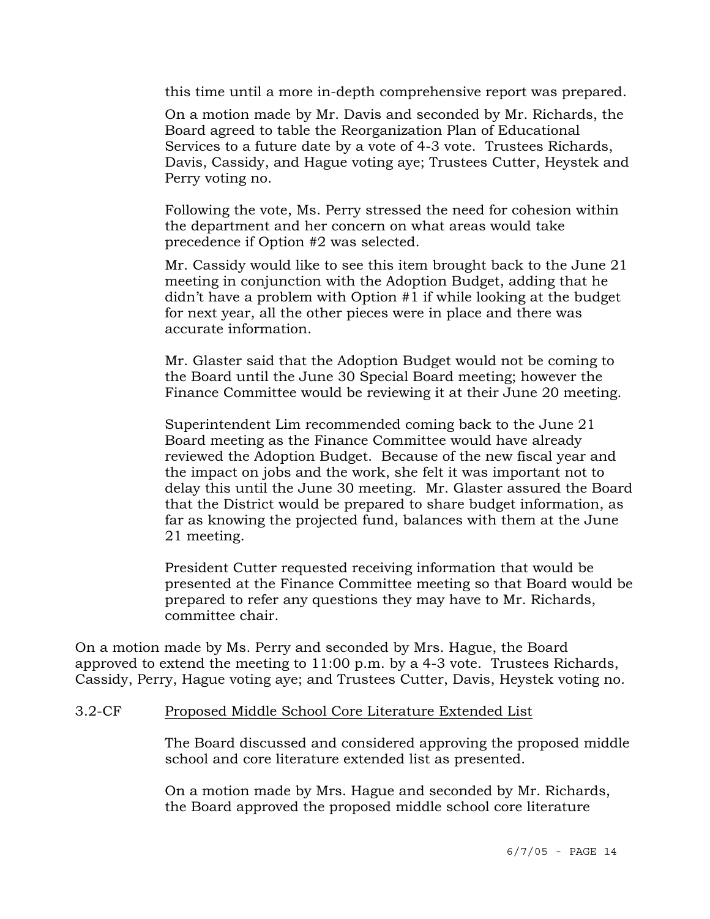this time until a more in-depth comprehensive report was prepared.

On a motion made by Mr. Davis and seconded by Mr. Richards, the Board agreed to table the Reorganization Plan of Educational Services to a future date by a vote of 4-3 vote. Trustees Richards, Davis, Cassidy, and Hague voting aye; Trustees Cutter, Heystek and Perry voting no.

Following the vote, Ms. Perry stressed the need for cohesion within the department and her concern on what areas would take precedence if Option #2 was selected.

Mr. Cassidy would like to see this item brought back to the June 21 meeting in conjunction with the Adoption Budget, adding that he didn't have a problem with Option #1 if while looking at the budget for next year, all the other pieces were in place and there was accurate information.

Mr. Glaster said that the Adoption Budget would not be coming to the Board until the June 30 Special Board meeting; however the Finance Committee would be reviewing it at their June 20 meeting.

Superintendent Lim recommended coming back to the June 21 Board meeting as the Finance Committee would have already reviewed the Adoption Budget. Because of the new fiscal year and the impact on jobs and the work, she felt it was important not to delay this until the June 30 meeting. Mr. Glaster assured the Board that the District would be prepared to share budget information, as far as knowing the projected fund, balances with them at the June 21 meeting.

President Cutter requested receiving information that would be presented at the Finance Committee meeting so that Board would be prepared to refer any questions they may have to Mr. Richards, committee chair.

On a motion made by Ms. Perry and seconded by Mrs. Hague, the Board approved to extend the meeting to 11:00 p.m. by a 4-3 vote. Trustees Richards, Cassidy, Perry, Hague voting aye; and Trustees Cutter, Davis, Heystek voting no.

3.2-CF Proposed Middle School Core Literature Extended List

The Board discussed and considered approving the proposed middle school and core literature extended list as presented.

On a motion made by Mrs. Hague and seconded by Mr. Richards, the Board approved the proposed middle school core literature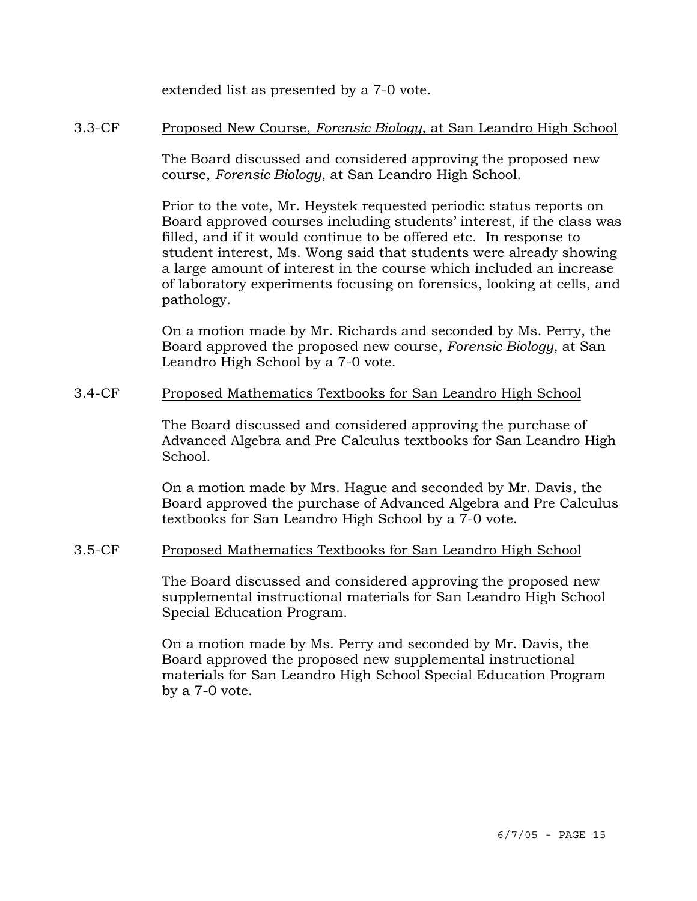extended list as presented by a 7-0 vote.

3.3-CF <u>Proposed New Course, *Forensic Biology*, at San Leandro High School</u>

The Board discussed and considered approving the proposed new course, *Forensic Biology*, at San Leandro High School.

Prior to the vote, Mr. Heystek requested periodic status reports on Board approved courses including students' interest, if the class was filled, and if it would continue to be offered etc. In response to student interest, Ms. Wong said that students were already showing a large amount of interest in the course which included an increase of laboratory experiments focusing on forensics, looking at cells, and pathology.

On a motion made by Mr. Richards and seconded by Ms. Perry, the Board approved the proposed new course, *Forensic Biology*, at San Leandro High School by a 7-0 vote.

3.4-CF <u>Proposed Mathematics Textbooks for San Leandro High School</u>

The Board discussed and considered approving the purchase of Advanced Algebra and Pre Calculus textbooks for San Leandro High School.

On a motion made by Mrs. Hague and seconded by Mr. Davis, the Board approved the purchase of Advanced Algebra and Pre Calculus textbooks for San Leandro High School by a 7-0 vote.

3.5-CF <u>Proposed Mathematics Textbooks for San Leandro High School</u>

The Board discussed and considered approving the proposed new supplemental instructional materials for San Leandro High School Special Education Program.

On a motion made by Ms. Perry and seconded by Mr. Davis, the Board approved the proposed new supplemental instructional materials for San Leandro High School Special Education Program by a 7-0 vote.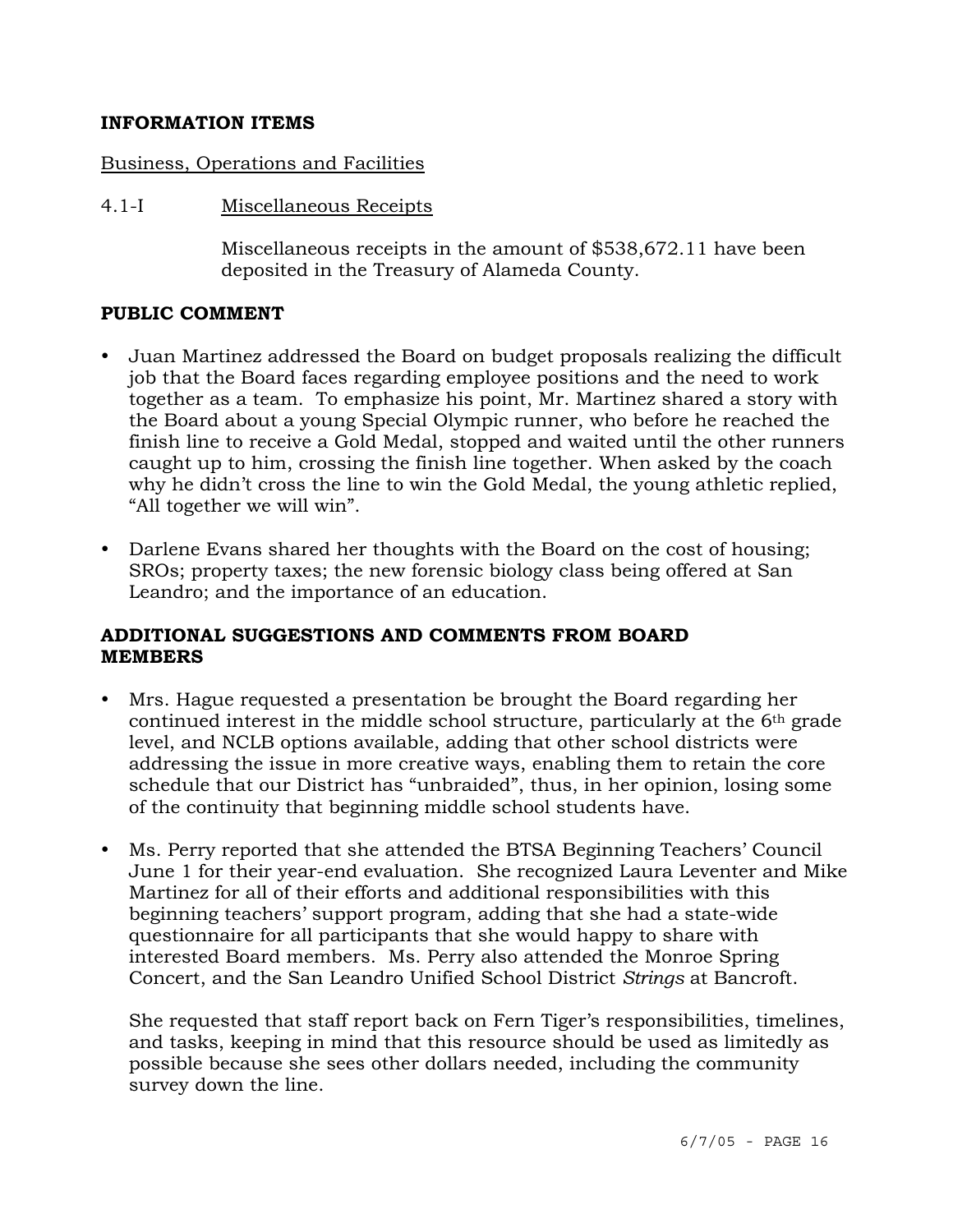## INFORMATION ITEMS

Business, Operations and Facilities

4.1-I Miscellaneous Receipts

Miscellaneous receipts in the amount of $538,672.11 have been deposited in the Treasury of Alameda County.

## PUBLIC COMMENT

- Juan Martinez addressed the Board on budget proposals realizing the difficult job that the Board faces regarding employee positions and the need to work together as a team. To emphasize his point, Mr. Martinez shared a story with the Board about a young Special Olympic runner, who before he reached the finish line to receive a Gold Medal, stopped and waited until the other runners caught up to him, crossing the finish line together. When asked by the coach why he didn't cross the line to win the Gold Medal, the young athletic replied, "All together we will win".
- Darlene Evans shared her thoughts with the Board on the cost of housing; SROs; property taxes; the new forensic biology class being offered at San Leandro; and the importance of an education.

## ADDITIONAL SUGGESTIONS AND COMMENTS FROM BOARD MEMBERS

- Mrs. Hague requested a presentation be brought the Board regarding her continued interest in the middle school structure, particularly at the 6th grade level, and NCLB options available, adding that other school districts were addressing the issue in more creative ways, enabling them to retain the core schedule that our District has "unbraided", thus, in her opinion, losing some of the continuity that beginning middle school students have.
- Ms. Perry reported that she attended the BTSA Beginning Teachers' Council June 1 for their year-end evaluation. She recognized Laura Leventer and Mike Martinez for all of their efforts and additional responsibilities with this beginning teachers' support program, adding that she had a state-wide questionnaire for all participants that she would happy to share with interested Board members. Ms. Perry also attended the Monroe Spring Concert, and the San Leandro Unified School District *Strings* at Bancroft.

  She requested that staff report back on Fern Tiger's responsibilities, timelines, and tasks, keeping in mind that this resource should be used as limitedly as possible because she sees other dollars needed, including the community survey down the line.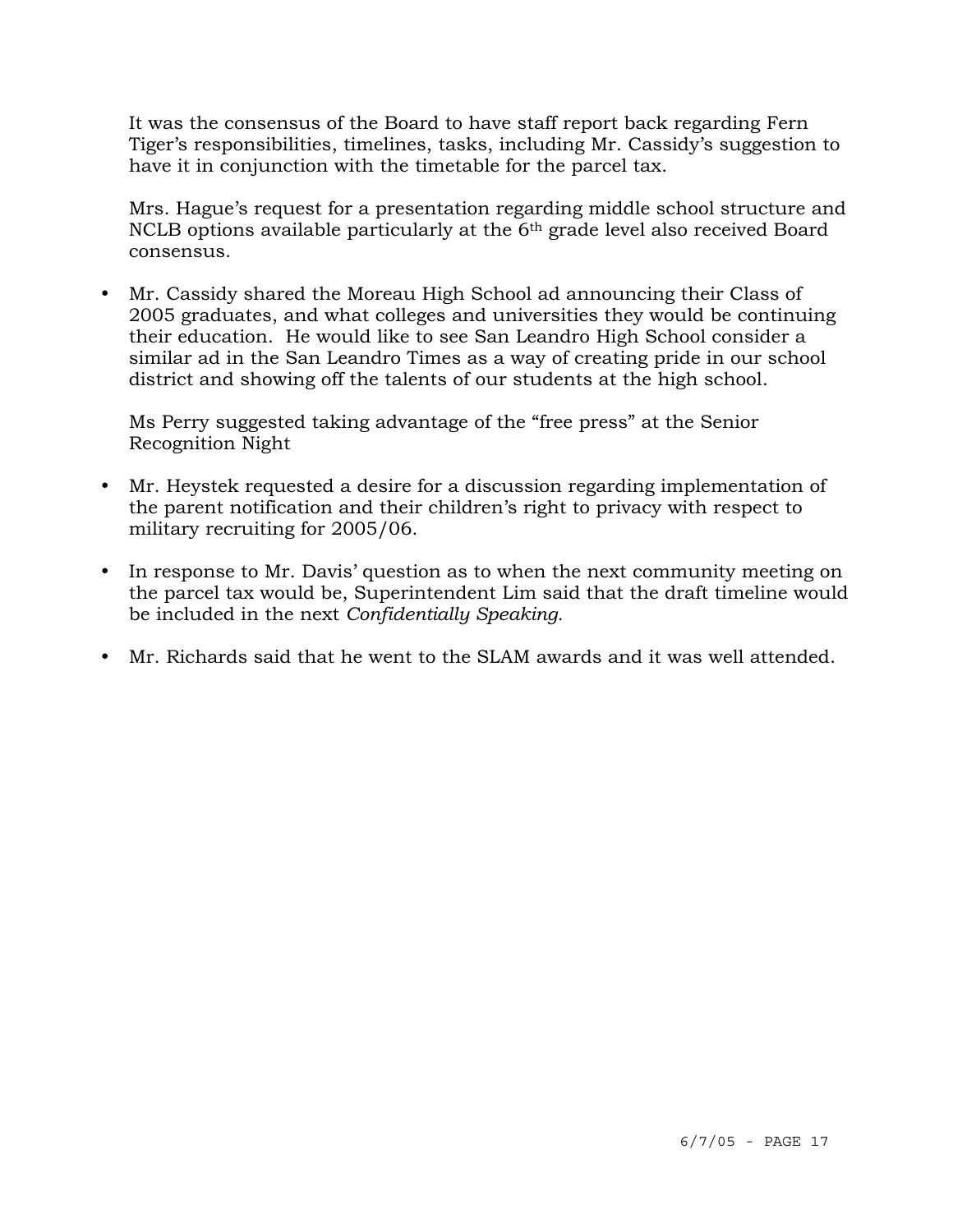It was the consensus of the Board to have staff report back regarding Fern Tiger's responsibilities, timelines, tasks, including Mr. Cassidy's suggestion to have it in conjunction with the timetable for the parcel tax.

Mrs. Hague's request for a presentation regarding middle school structure and NCLB options available particularly at the 6th grade level also received Board consensus.

- Mr. Cassidy shared the Moreau High School ad announcing their Class of 2005 graduates, and what colleges and universities they would be continuing their education. He would like to see San Leandro High School consider a similar ad in the San Leandro Times as a way of creating pride in our school district and showing off the talents of our students at the high school.

  Ms Perry suggested taking advantage of the "free press" at the Senior Recognition Night

- Mr. Heystek requested a desire for a discussion regarding implementation of the parent notification and their children's right to privacy with respect to military recruiting for 2005/06.

- In response to Mr. Davis' question as to when the next community meeting on the parcel tax would be, Superintendent Lim said that the draft timeline would be included in the next *Confidentially Speaking.*

- Mr. Richards said that he went to the SLAM awards and it was well attended.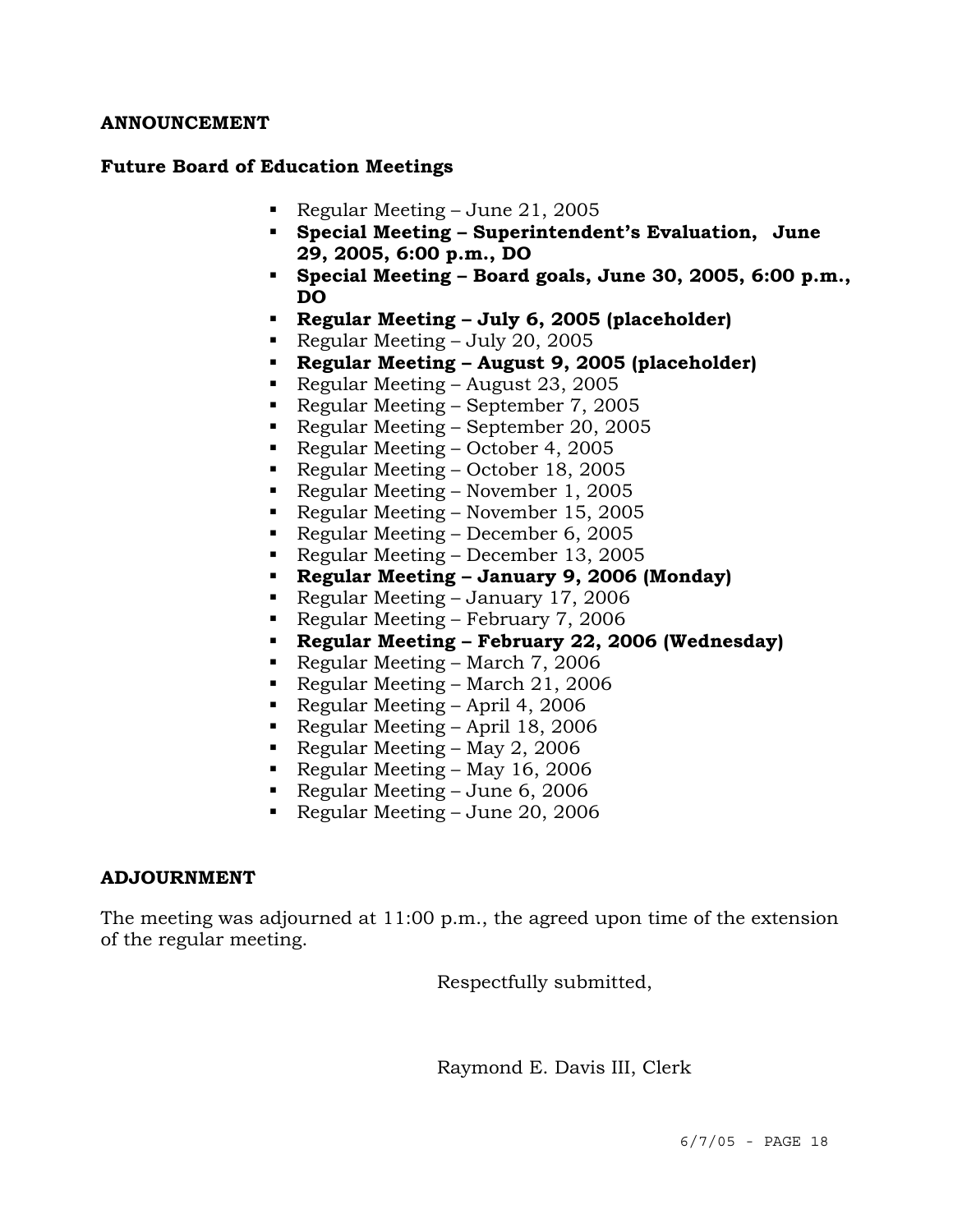## ANNOUNCEMENT

### Future Board of Education Meetings

- Regular Meeting – June 21, 2005
- **Special Meeting – Superintendent's Evaluation, June 29, 2005, 6:00 p.m., DO**
- **Special Meeting – Board goals, June 30, 2005, 6:00 p.m., DO**
- **Regular Meeting – July 6, 2005 (placeholder)**
- Regular Meeting – July 20, 2005
- **Regular Meeting – August 9, 2005 (placeholder)**
- Regular Meeting – August 23, 2005
- Regular Meeting – September 7, 2005
- Regular Meeting – September 20, 2005
- Regular Meeting – October 4, 2005
- Regular Meeting – October 18, 2005
- Regular Meeting – November 1, 2005
- Regular Meeting – November 15, 2005
- Regular Meeting – December 6, 2005
- Regular Meeting – December 13, 2005
- **Regular Meeting – January 9, 2006 (Monday)**
- Regular Meeting – January 17, 2006
- Regular Meeting – February 7, 2006
- **Regular Meeting – February 22, 2006 (Wednesday)**
- Regular Meeting – March 7, 2006
- Regular Meeting – March 21, 2006
- Regular Meeting – April 4, 2006
- Regular Meeting – April 18, 2006
- Regular Meeting – May 2, 2006
- Regular Meeting – May 16, 2006
- Regular Meeting – June 6, 2006
- Regular Meeting – June 20, 2006

## ADJOURNMENT

The meeting was adjourned at 11:00 p.m., the agreed upon time of the extension of the regular meeting.

Respectfully submitted,

Raymond E. Davis III, Clerk